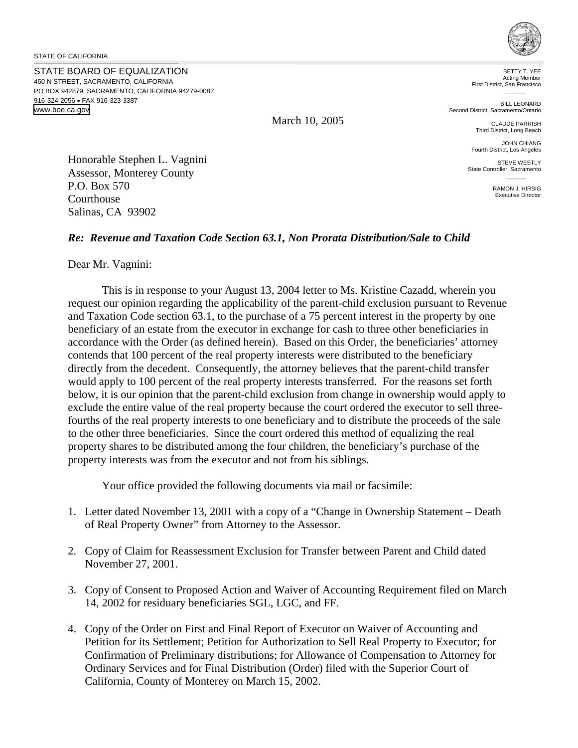STATE OF CALIFORNIA

STATE BOARD OF EQUALIZATION
450 N STREET, SACRAMENTO, CALIFORNIA
PO BOX 942879, SACRAMENTO, CALIFORNIA 94279-0082
916-324-2056 • FAX 916-323-3387
www.boe.ca.gov

BETTY T. YEE
Acting Member
First District, San Francisco

BILL LEONARD
Second District, Sacramento/Ontario

CLAUDE PARRISH
Third District, Long Beach

JOHN CHIANG
Fourth District, Los Angeles

STEVE WESTLY
State Controller, Sacramento

RAMON J. HIRSIG
Executive Director

March 10, 2005

Honorable Stephen L. Vagnini
Assessor, Monterey County
P.O. Box 570
Courthouse
Salinas, CA 93902

***Re: Revenue and Taxation Code Section 63.1, Non Prorata Distribution/Sale to Child***

Dear Mr. Vagnini:

This is in response to your August 13, 2004 letter to Ms. Kristine Cazadd, wherein you request our opinion regarding the applicability of the parent-child exclusion pursuant to Revenue and Taxation Code section 63.1, to the purchase of a 75 percent interest in the property by one beneficiary of an estate from the executor in exchange for cash to three other beneficiaries in accordance with the Order (as defined herein). Based on this Order, the beneficiaries' attorney contends that 100 percent of the real property interests were distributed to the beneficiary directly from the decedent. Consequently, the attorney believes that the parent-child transfer would apply to 100 percent of the real property interests transferred. For the reasons set forth below, it is our opinion that the parent-child exclusion from change in ownership would apply to exclude the entire value of the real property because the court ordered the executor to sell three-fourths of the real property interests to one beneficiary and to distribute the proceeds of the sale to the other three beneficiaries. Since the court ordered this method of equalizing the real property shares to be distributed among the four children, the beneficiary's purchase of the property interests was from the executor and not from his siblings.

Your office provided the following documents via mail or facsimile:

1. Letter dated November 13, 2001 with a copy of a "Change in Ownership Statement – Death of Real Property Owner" from Attorney to the Assessor.

2. Copy of Claim for Reassessment Exclusion for Transfer between Parent and Child dated November 27, 2001.

3. Copy of Consent to Proposed Action and Waiver of Accounting Requirement filed on March 14, 2002 for residuary beneficiaries SGL, LGC, and FF.

4. Copy of the Order on First and Final Report of Executor on Waiver of Accounting and Petition for its Settlement; Petition for Authorization to Sell Real Property to Executor; for Confirmation of Preliminary distributions; for Allowance of Compensation to Attorney for Ordinary Services and for Final Distribution (Order) filed with the Superior Court of California, County of Monterey on March 15, 2002.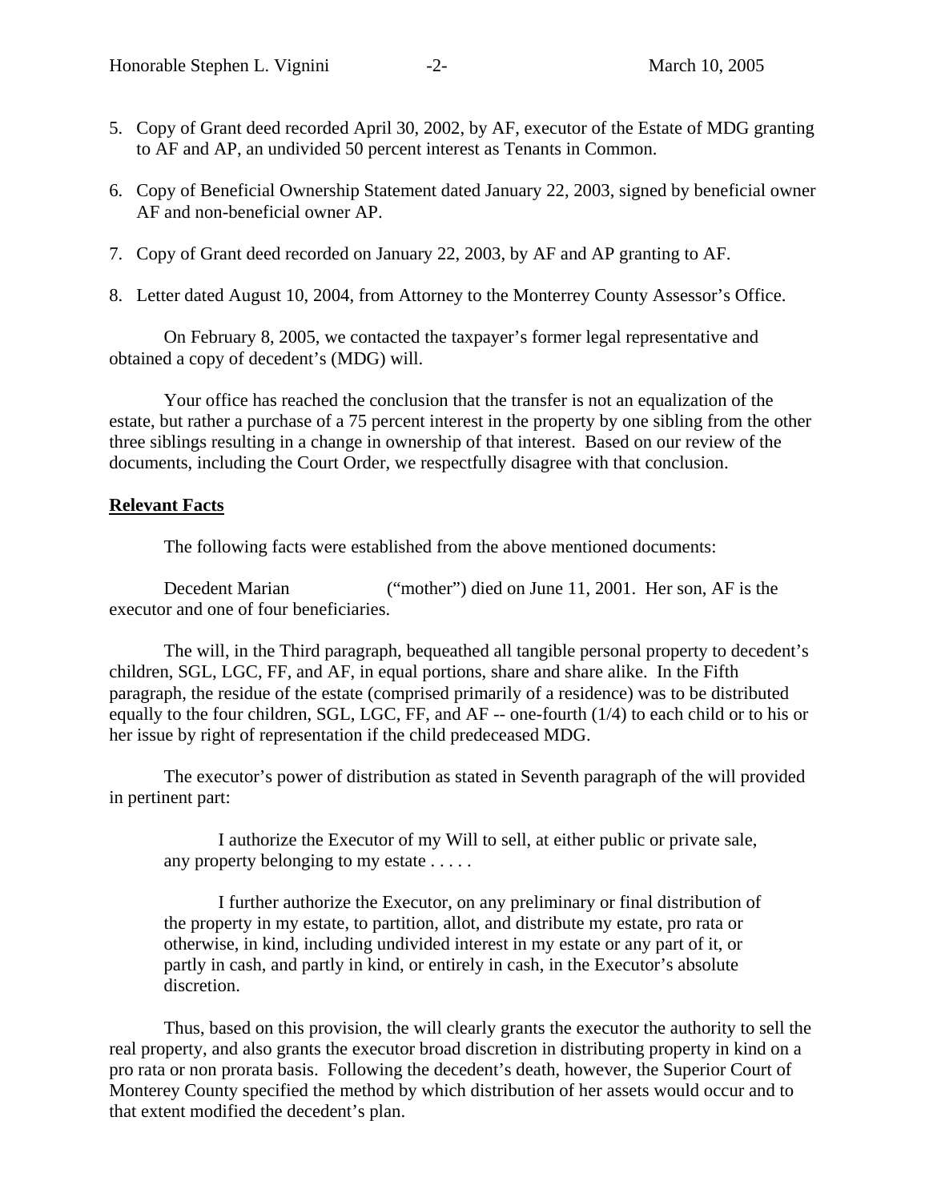5. Copy of Grant deed recorded April 30, 2002, by AF, executor of the Estate of MDG granting to AF and AP, an undivided 50 percent interest as Tenants in Common.

6. Copy of Beneficial Ownership Statement dated January 22, 2003, signed by beneficial owner AF and non-beneficial owner AP.

7. Copy of Grant deed recorded on January 22, 2003, by AF and AP granting to AF.

8. Letter dated August 10, 2004, from Attorney to the Monterrey County Assessor's Office.

On February 8, 2005, we contacted the taxpayer's former legal representative and obtained a copy of decedent's (MDG) will.

Your office has reached the conclusion that the transfer is not an equalization of the estate, but rather a purchase of a 75 percent interest in the property by one sibling from the other three siblings resulting in a change in ownership of that interest. Based on our review of the documents, including the Court Order, we respectfully disagree with that conclusion.

**Relevant Facts**

The following facts were established from the above mentioned documents:

Decedent Marian ("mother") died on June 11, 2001. Her son, AF is the executor and one of four beneficiaries.

The will, in the Third paragraph, bequeathed all tangible personal property to decedent's children, SGL, LGC, FF, and AF, in equal portions, share and share alike. In the Fifth paragraph, the residue of the estate (comprised primarily of a residence) was to be distributed equally to the four children, SGL, LGC, FF, and AF -- one-fourth (1/4) to each child or to his or her issue by right of representation if the child predeceased MDG.

The executor's power of distribution as stated in Seventh paragraph of the will provided in pertinent part:

> I authorize the Executor of my Will to sell, at either public or private sale, any property belonging to my estate . . . . .
>
> I further authorize the Executor, on any preliminary or final distribution of the property in my estate, to partition, allot, and distribute my estate, pro rata or otherwise, in kind, including undivided interest in my estate or any part of it, or partly in cash, and partly in kind, or entirely in cash, in the Executor's absolute discretion.

Thus, based on this provision, the will clearly grants the executor the authority to sell the real property, and also grants the executor broad discretion in distributing property in kind on a pro rata or non prorata basis. Following the decedent's death, however, the Superior Court of Monterey County specified the method by which distribution of her assets would occur and to that extent modified the decedent's plan.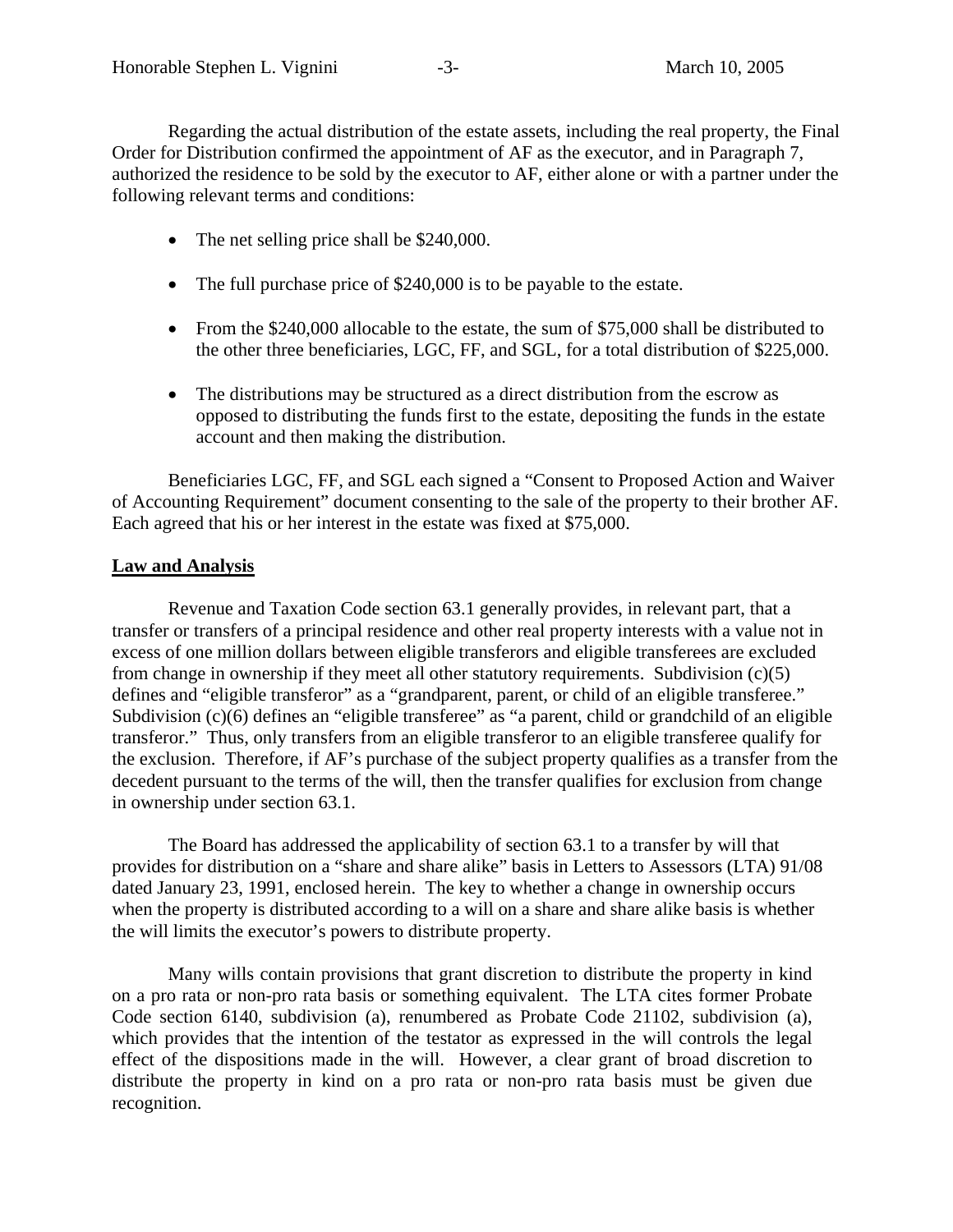Regarding the actual distribution of the estate assets, including the real property, the Final Order for Distribution confirmed the appointment of AF as the executor, and in Paragraph 7, authorized the residence to be sold by the executor to AF, either alone or with a partner under the following relevant terms and conditions:

- The net selling price shall be $240,000.
- The full purchase price of $240,000 is to be payable to the estate.
- From the $240,000 allocable to the estate, the sum of $75,000 shall be distributed to the other three beneficiaries, LGC, FF, and SGL, for a total distribution of $225,000.
- The distributions may be structured as a direct distribution from the escrow as opposed to distributing the funds first to the estate, depositing the funds in the estate account and then making the distribution.

Beneficiaries LGC, FF, and SGL each signed a "Consent to Proposed Action and Waiver of Accounting Requirement" document consenting to the sale of the property to their brother AF. Each agreed that his or her interest in the estate was fixed at $75,000.

**Law and Analysis**

Revenue and Taxation Code section 63.1 generally provides, in relevant part, that a transfer or transfers of a principal residence and other real property interests with a value not in excess of one million dollars between eligible transferors and eligible transferees are excluded from change in ownership if they meet all other statutory requirements. Subdivision (c)(5) defines and "eligible transferor" as a "grandparent, parent, or child of an eligible transferee." Subdivision (c)(6) defines an "eligible transferee" as "a parent, child or grandchild of an eligible transferor." Thus, only transfers from an eligible transferor to an eligible transferee qualify for the exclusion. Therefore, if AF's purchase of the subject property qualifies as a transfer from the decedent pursuant to the terms of the will, then the transfer qualifies for exclusion from change in ownership under section 63.1.

The Board has addressed the applicability of section 63.1 to a transfer by will that provides for distribution on a "share and share alike" basis in Letters to Assessors (LTA) 91/08 dated January 23, 1991, enclosed herein. The key to whether a change in ownership occurs when the property is distributed according to a will on a share and share alike basis is whether the will limits the executor's powers to distribute property.

Many wills contain provisions that grant discretion to distribute the property in kind on a pro rata or non-pro rata basis or something equivalent. The LTA cites former Probate Code section 6140, subdivision (a), renumbered as Probate Code 21102, subdivision (a), which provides that the intention of the testator as expressed in the will controls the legal effect of the dispositions made in the will. However, a clear grant of broad discretion to distribute the property in kind on a pro rata or non-pro rata basis must be given due recognition.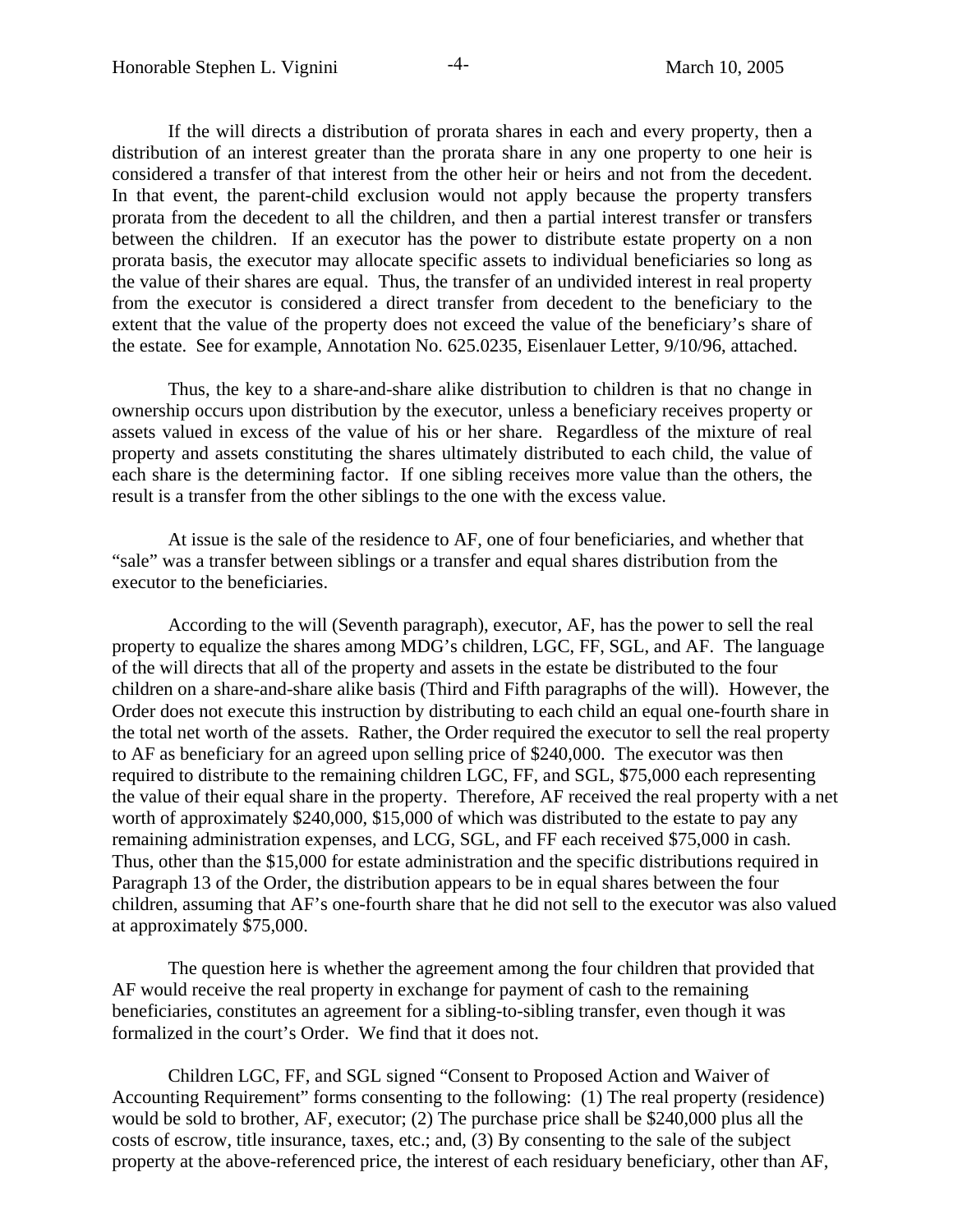If the will directs a distribution of prorata shares in each and every property, then a distribution of an interest greater than the prorata share in any one property to one heir is considered a transfer of that interest from the other heir or heirs and not from the decedent. In that event, the parent-child exclusion would not apply because the property transfers prorata from the decedent to all the children, and then a partial interest transfer or transfers between the children. If an executor has the power to distribute estate property on a non prorata basis, the executor may allocate specific assets to individual beneficiaries so long as the value of their shares are equal. Thus, the transfer of an undivided interest in real property from the executor is considered a direct transfer from decedent to the beneficiary to the extent that the value of the property does not exceed the value of the beneficiary's share of the estate. See for example, Annotation No. 625.0235, Eisenlauer Letter, 9/10/96, attached.

Thus, the key to a share-and-share alike distribution to children is that no change in ownership occurs upon distribution by the executor, unless a beneficiary receives property or assets valued in excess of the value of his or her share. Regardless of the mixture of real property and assets constituting the shares ultimately distributed to each child, the value of each share is the determining factor. If one sibling receives more value than the others, the result is a transfer from the other siblings to the one with the excess value.

At issue is the sale of the residence to AF, one of four beneficiaries, and whether that "sale" was a transfer between siblings or a transfer and equal shares distribution from the executor to the beneficiaries.

According to the will (Seventh paragraph), executor, AF, has the power to sell the real property to equalize the shares among MDG's children, LGC, FF, SGL, and AF. The language of the will directs that all of the property and assets in the estate be distributed to the four children on a share-and-share alike basis (Third and Fifth paragraphs of the will). However, the Order does not execute this instruction by distributing to each child an equal one-fourth share in the total net worth of the assets. Rather, the Order required the executor to sell the real property to AF as beneficiary for an agreed upon selling price of $240,000. The executor was then required to distribute to the remaining children LGC, FF, and SGL, $75,000 each representing the value of their equal share in the property. Therefore, AF received the real property with a net worth of approximately $240,000, $15,000 of which was distributed to the estate to pay any remaining administration expenses, and LCG, SGL, and FF each received $75,000 in cash. Thus, other than the $15,000 for estate administration and the specific distributions required in Paragraph 13 of the Order, the distribution appears to be in equal shares between the four children, assuming that AF's one-fourth share that he did not sell to the executor was also valued at approximately $75,000.

The question here is whether the agreement among the four children that provided that AF would receive the real property in exchange for payment of cash to the remaining beneficiaries, constitutes an agreement for a sibling-to-sibling transfer, even though it was formalized in the court's Order. We find that it does not.

Children LGC, FF, and SGL signed "Consent to Proposed Action and Waiver of Accounting Requirement" forms consenting to the following: (1) The real property (residence) would be sold to brother, AF, executor; (2) The purchase price shall be $240,000 plus all the costs of escrow, title insurance, taxes, etc.; and, (3) By consenting to the sale of the subject property at the above-referenced price, the interest of each residuary beneficiary, other than AF,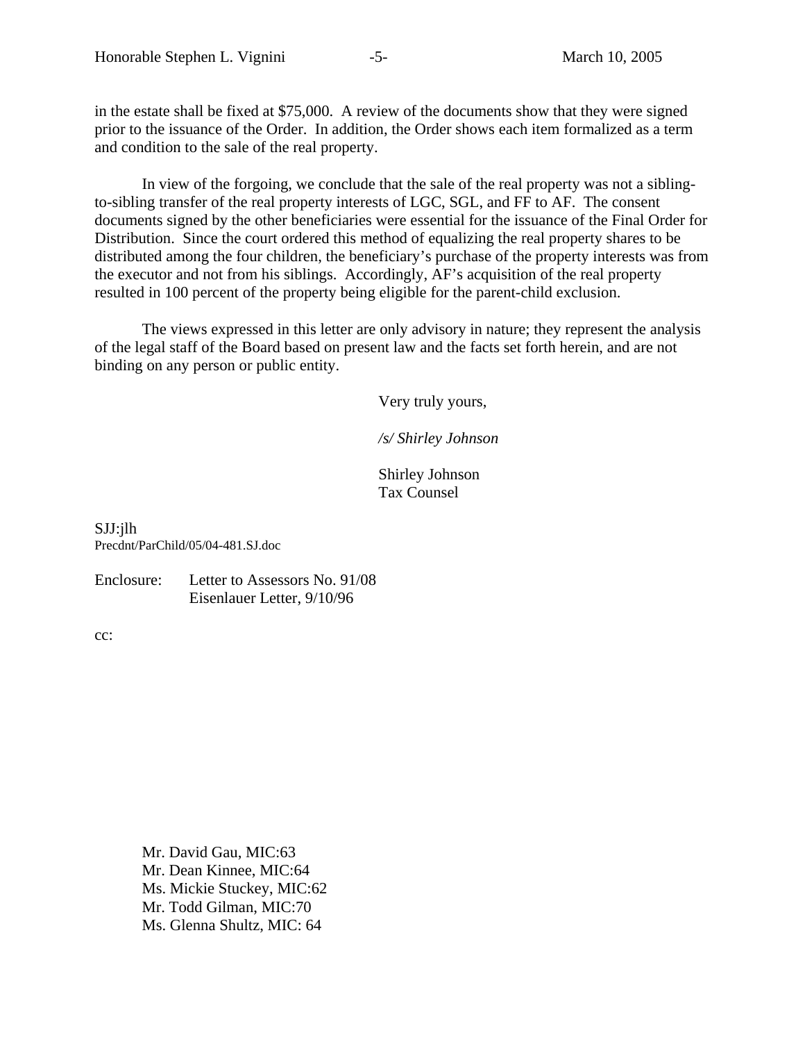in the estate shall be fixed at $75,000. A review of the documents show that they were signed prior to the issuance of the Order. In addition, the Order shows each item formalized as a term and condition to the sale of the real property.

In view of the forgoing, we conclude that the sale of the real property was not a sibling-to-sibling transfer of the real property interests of LGC, SGL, and FF to AF. The consent documents signed by the other beneficiaries were essential for the issuance of the Final Order for Distribution. Since the court ordered this method of equalizing the real property shares to be distributed among the four children, the beneficiary's purchase of the property interests was from the executor and not from his siblings. Accordingly, AF's acquisition of the real property resulted in 100 percent of the property being eligible for the parent-child exclusion.

The views expressed in this letter are only advisory in nature; they represent the analysis of the legal staff of the Board based on present law and the facts set forth herein, and are not binding on any person or public entity.

Very truly yours,

*/s/ Shirley Johnson*

Shirley Johnson
Tax Counsel

SJJ:jlh
Precdnt/ParChild/05/04-481.SJ.doc

Enclosure: Letter to Assessors No. 91/08
Eisenlauer Letter, 9/10/96

cc:

Mr. David Gau, MIC:63
Mr. Dean Kinnee, MIC:64
Ms. Mickie Stuckey, MIC:62
Mr. Todd Gilman, MIC:70
Ms. Glenna Shultz, MIC: 64